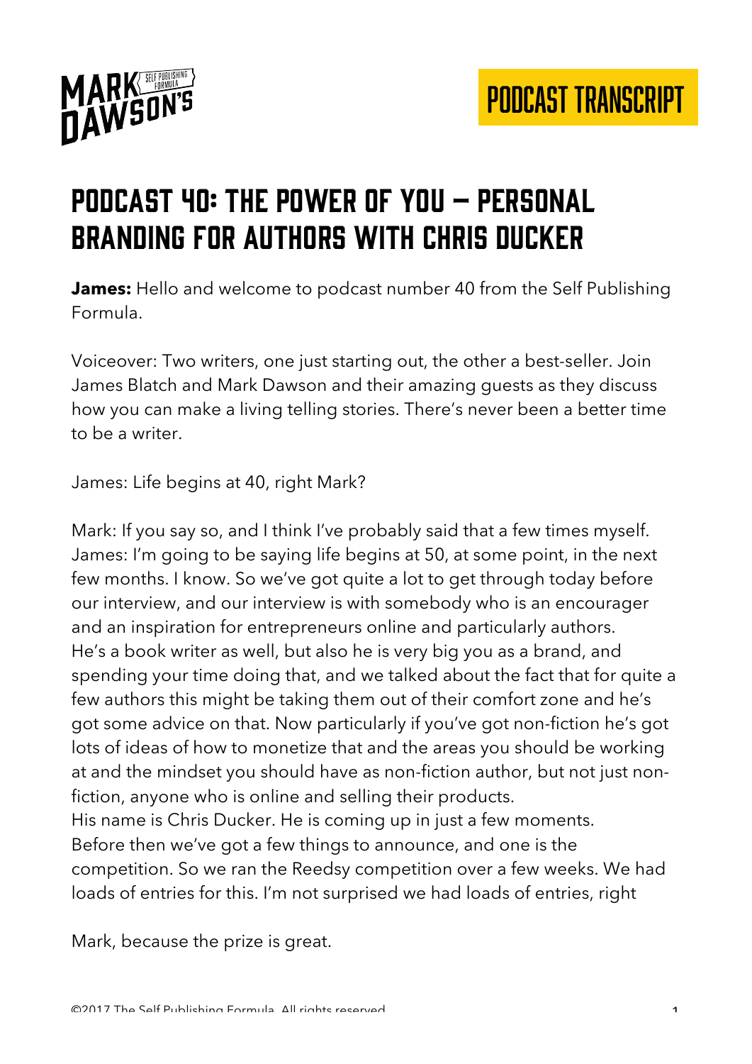# Podcast 40: The Power of You – Personal Branding for Authors with Chris Ducker

**James:** Hello and welcome to podcast number 40 from the Self Publishing Formula.

Voiceover: Two writers, one just starting out, the other a best-seller. Join James Blatch and Mark Dawson and their amazing guests as they discuss how you can make a living telling stories. There's never been a better time to be a writer.

James: Life begins at 40, right Mark?

Mark: If you say so, and I think I've probably said that a few times myself.
James: I'm going to be saying life begins at 50, at some point, in the next few months. I know. So we've got quite a lot to get through today before our interview, and our interview is with somebody who is an encourager and an inspiration for entrepreneurs online and particularly authors.
He's a book writer as well, but also he is very big you as a brand, and spending your time doing that, and we talked about the fact that for quite a few authors this might be taking them out of their comfort zone and he's got some advice on that. Now particularly if you've got non-fiction he's got lots of ideas of how to monetize that and the areas you should be working at and the mindset you should have as non-fiction author, but not just non-fiction, anyone who is online and selling their products.
His name is Chris Ducker. He is coming up in just a few moments.
Before then we've got a few things to announce, and one is the competition. So we ran the Reedsy competition over a few weeks. We had loads of entries for this. I'm not surprised we had loads of entries, right

Mark, because the prize is great.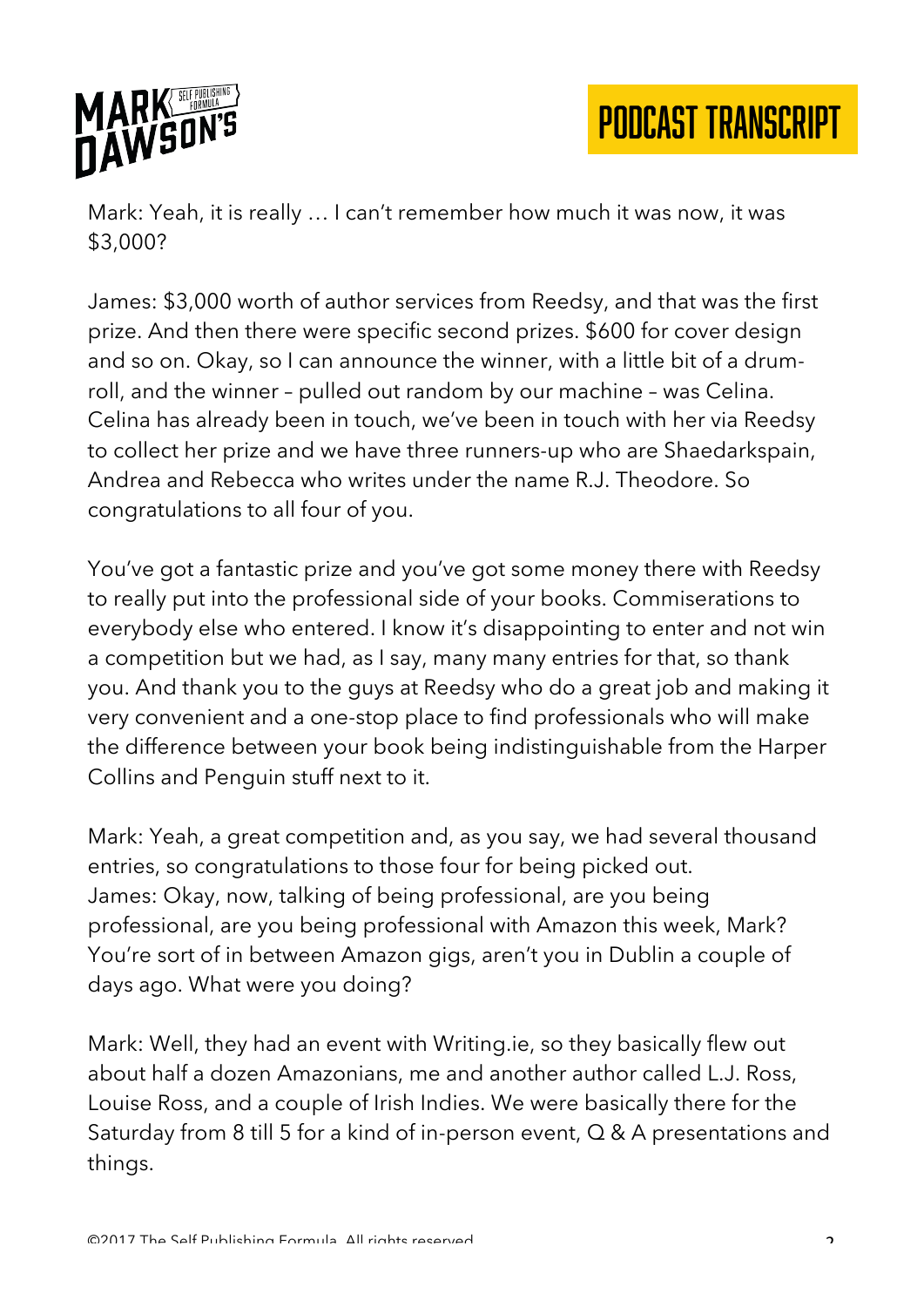Mark: Yeah, it is really … I can't remember how much it was now, it was $3,000?

James: $3,000 worth of author services from Reedsy, and that was the first prize. And then there were specific second prizes. $600 for cover design and so on. Okay, so I can announce the winner, with a little bit of a drum-roll, and the winner – pulled out random by our machine – was Celina. Celina has already been in touch, we've been in touch with her via Reedsy to collect her prize and we have three runners-up who are Shaedarkspain, Andrea and Rebecca who writes under the name R.J. Theodore. So congratulations to all four of you.

You've got a fantastic prize and you've got some money there with Reedsy to really put into the professional side of your books. Commiserations to everybody else who entered. I know it's disappointing to enter and not win a competition but we had, as I say, many many entries for that, so thank you. And thank you to the guys at Reedsy who do a great job and making it very convenient and a one-stop place to find professionals who will make the difference between your book being indistinguishable from the Harper Collins and Penguin stuff next to it.

Mark: Yeah, a great competition and, as you say, we had several thousand entries, so congratulations to those four for being picked out.

James: Okay, now, talking of being professional, are you being professional, are you being professional with Amazon this week, Mark? You're sort of in between Amazon gigs, aren't you in Dublin a couple of days ago. What were you doing?

Mark: Well, they had an event with Writing.ie, so they basically flew out about half a dozen Amazonians, me and another author called L.J. Ross, Louise Ross, and a couple of Irish Indies. We were basically there for the Saturday from 8 till 5 for a kind of in-person event, Q & A presentations and things.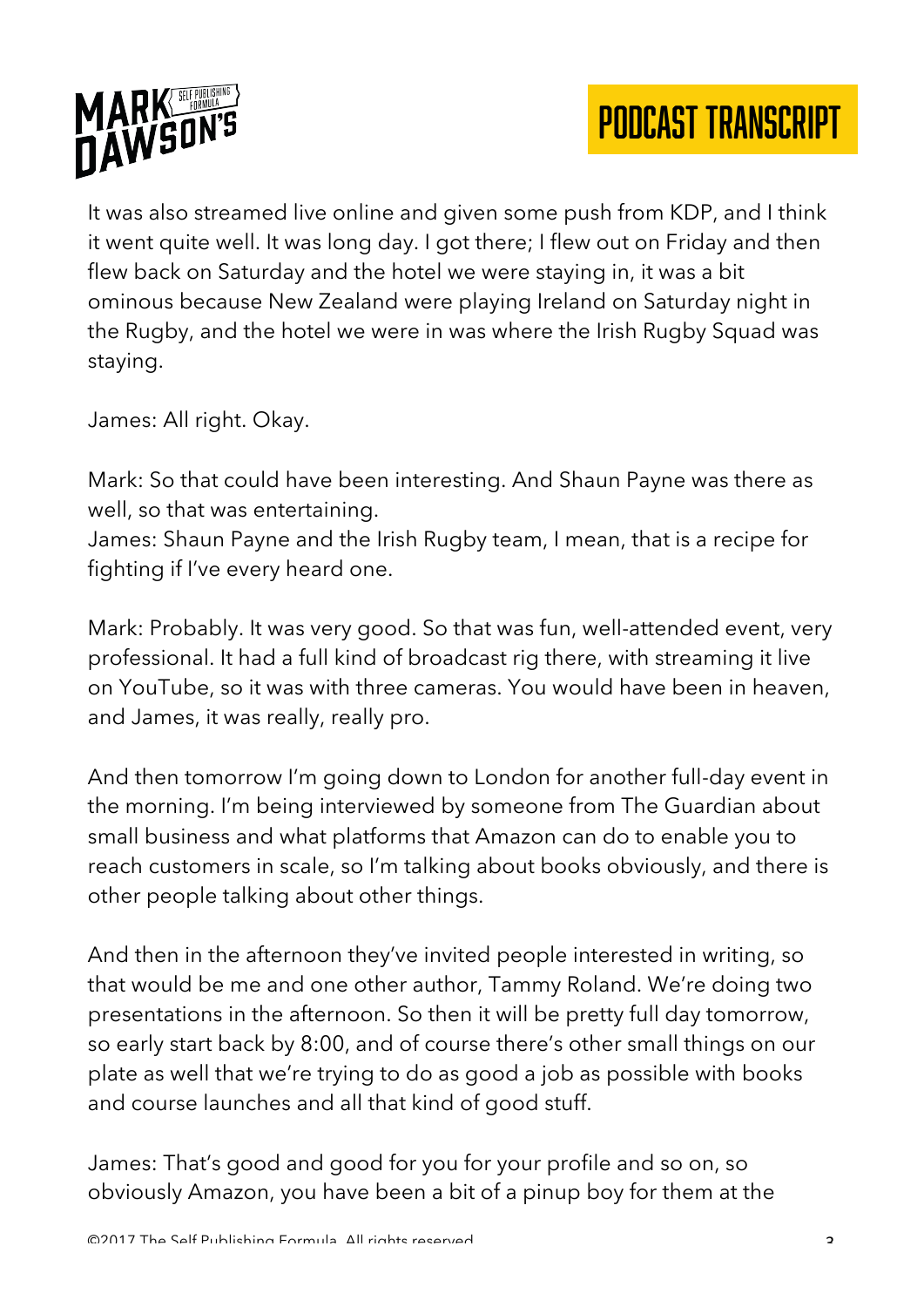It was also streamed live online and given some push from KDP, and I think it went quite well. It was long day. I got there; I flew out on Friday and then flew back on Saturday and the hotel we were staying in, it was a bit ominous because New Zealand were playing Ireland on Saturday night in the Rugby, and the hotel we were in was where the Irish Rugby Squad was staying.

James: All right. Okay.

Mark: So that could have been interesting. And Shaun Payne was there as well, so that was entertaining.
James: Shaun Payne and the Irish Rugby team, I mean, that is a recipe for fighting if I've every heard one.

Mark: Probably. It was very good. So that was fun, well-attended event, very professional. It had a full kind of broadcast rig there, with streaming it live on YouTube, so it was with three cameras. You would have been in heaven, and James, it was really, really pro.

And then tomorrow I'm going down to London for another full-day event in the morning. I'm being interviewed by someone from The Guardian about small business and what platforms that Amazon can do to enable you to reach customers in scale, so I'm talking about books obviously, and there is other people talking about other things.

And then in the afternoon they've invited people interested in writing, so that would be me and one other author, Tammy Roland. We're doing two presentations in the afternoon. So then it will be pretty full day tomorrow, so early start back by 8:00, and of course there's other small things on our plate as well that we're trying to do as good a job as possible with books and course launches and all that kind of good stuff.

James: That's good and good for you for your profile and so on, so obviously Amazon, you have been a bit of a pinup boy for them at the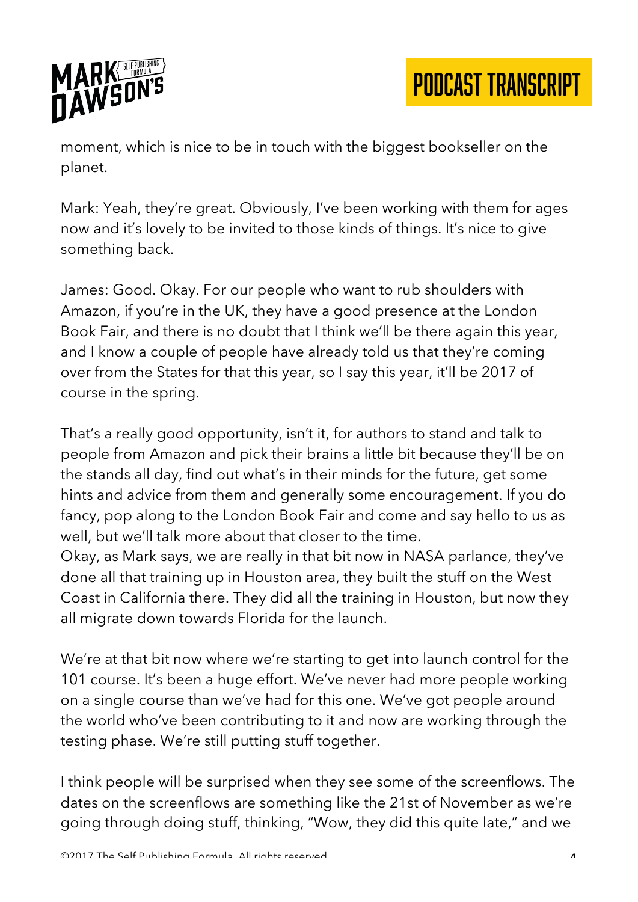moment, which is nice to be in touch with the biggest bookseller on the planet.

Mark: Yeah, they're great. Obviously, I've been working with them for ages now and it's lovely to be invited to those kinds of things. It's nice to give something back.

James: Good. Okay. For our people who want to rub shoulders with Amazon, if you're in the UK, they have a good presence at the London Book Fair, and there is no doubt that I think we'll be there again this year, and I know a couple of people have already told us that they're coming over from the States for that this year, so I say this year, it'll be 2017 of course in the spring.

That's a really good opportunity, isn't it, for authors to stand and talk to people from Amazon and pick their brains a little bit because they'll be on the stands all day, find out what's in their minds for the future, get some hints and advice from them and generally some encouragement. If you do fancy, pop along to the London Book Fair and come and say hello to us as well, but we'll talk more about that closer to the time.

Okay, as Mark says, we are really in that bit now in NASA parlance, they've done all that training up in Houston area, they built the stuff on the West Coast in California there. They did all the training in Houston, but now they all migrate down towards Florida for the launch.

We're at that bit now where we're starting to get into launch control for the 101 course. It's been a huge effort. We've never had more people working on a single course than we've had for this one. We've got people around the world who've been contributing to it and now are working through the testing phase. We're still putting stuff together.

I think people will be surprised when they see some of the screenflows. The dates on the screenflows are something like the 21st of November as we're going through doing stuff, thinking, "Wow, they did this quite late," and we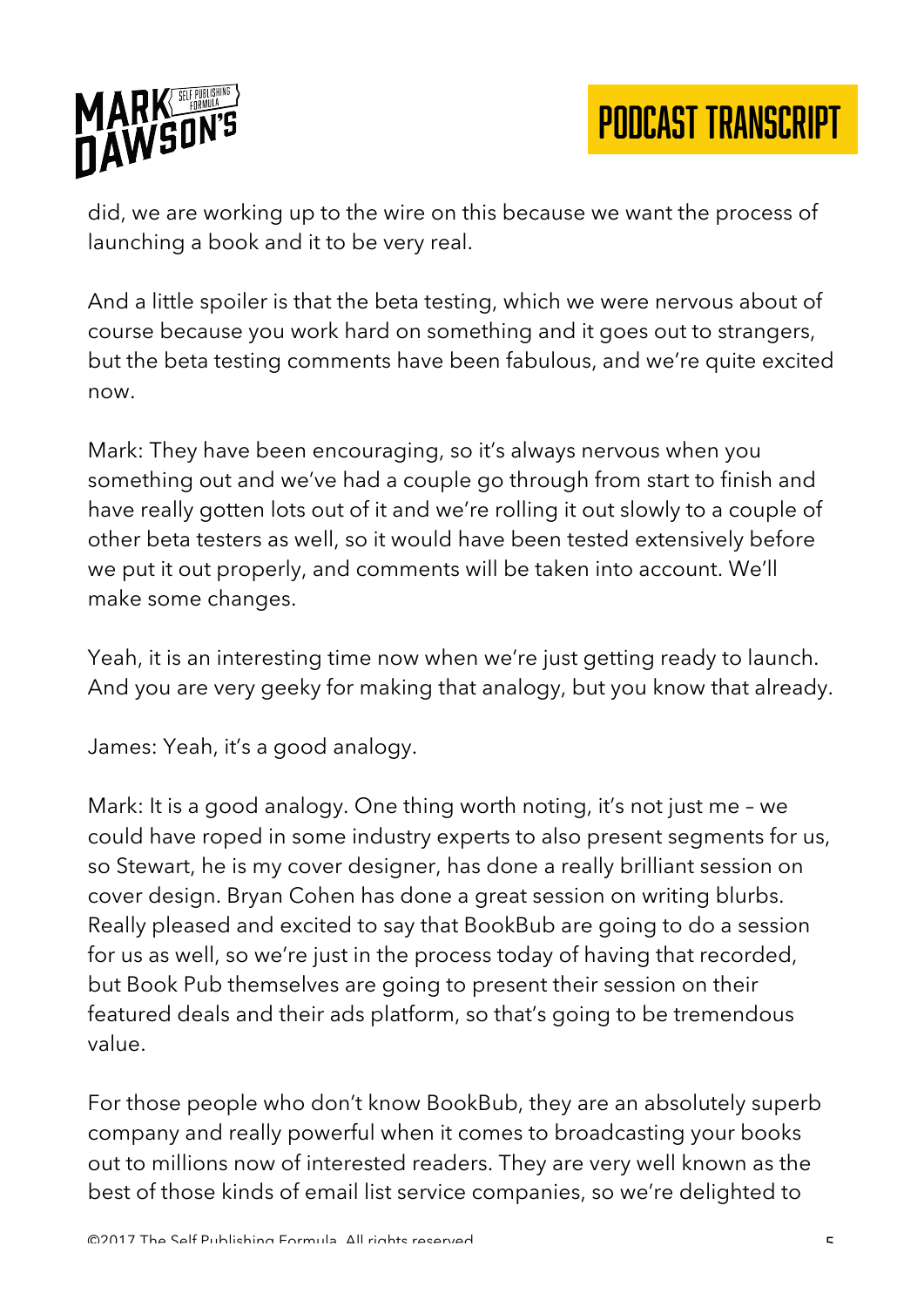did, we are working up to the wire on this because we want the process of launching a book and it to be very real.

And a little spoiler is that the beta testing, which we were nervous about of course because you work hard on something and it goes out to strangers, but the beta testing comments have been fabulous, and we're quite excited now.

Mark: They have been encouraging, so it's always nervous when you something out and we've had a couple go through from start to finish and have really gotten lots out of it and we're rolling it out slowly to a couple of other beta testers as well, so it would have been tested extensively before we put it out properly, and comments will be taken into account. We'll make some changes.

Yeah, it is an interesting time now when we're just getting ready to launch. And you are very geeky for making that analogy, but you know that already.

James: Yeah, it's a good analogy.

Mark: It is a good analogy. One thing worth noting, it's not just me – we could have roped in some industry experts to also present segments for us, so Stewart, he is my cover designer, has done a really brilliant session on cover design. Bryan Cohen has done a great session on writing blurbs. Really pleased and excited to say that BookBub are going to do a session for us as well, so we're just in the process today of having that recorded, but Book Pub themselves are going to present their session on their featured deals and their ads platform, so that's going to be tremendous value.

For those people who don't know BookBub, they are an absolutely superb company and really powerful when it comes to broadcasting your books out to millions now of interested readers. They are very well known as the best of those kinds of email list service companies, so we're delighted to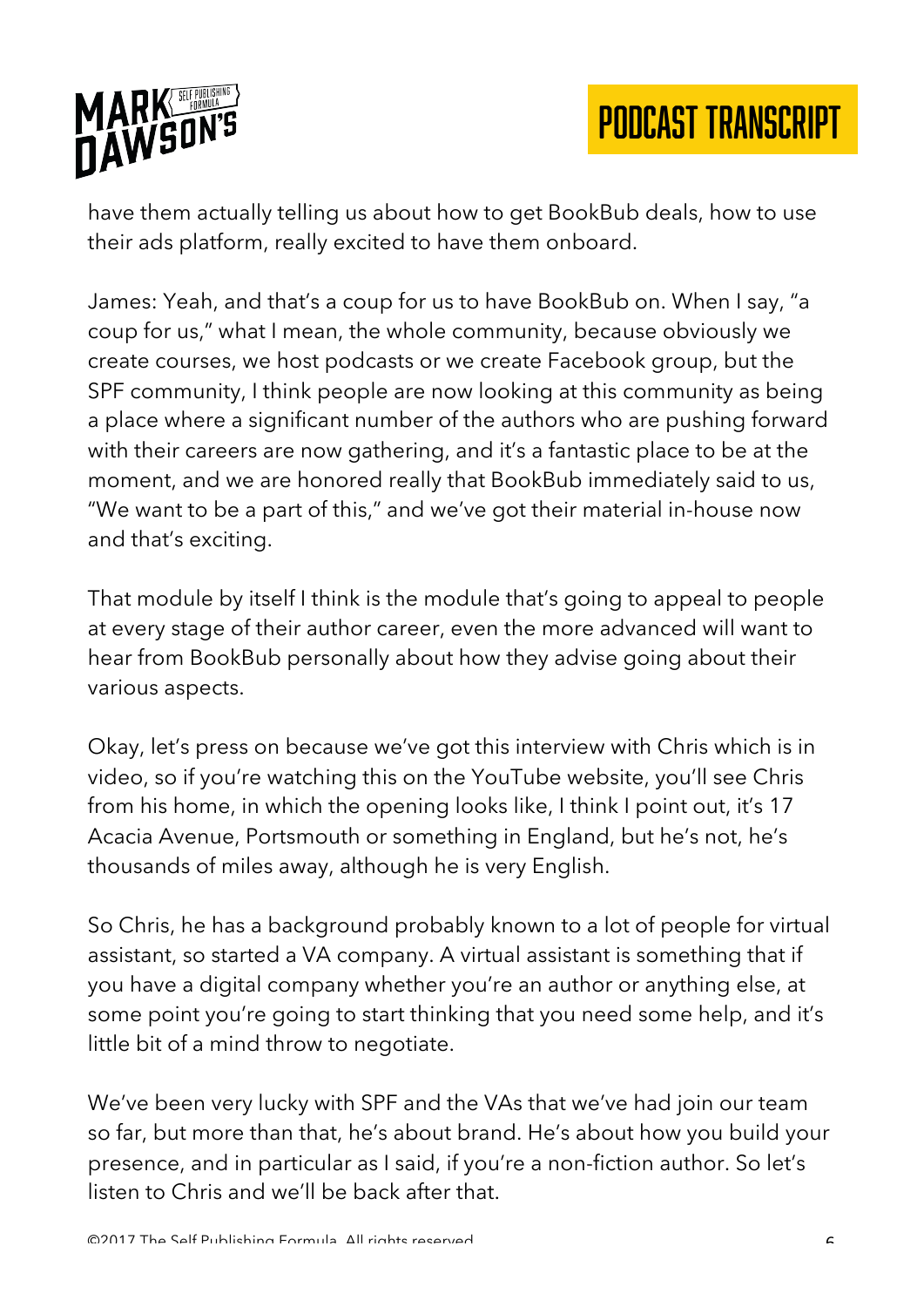have them actually telling us about how to get BookBub deals, how to use their ads platform, really excited to have them onboard.

James: Yeah, and that's a coup for us to have BookBub on. When I say, "a coup for us," what I mean, the whole community, because obviously we create courses, we host podcasts or we create Facebook group, but the SPF community, I think people are now looking at this community as being a place where a significant number of the authors who are pushing forward with their careers are now gathering, and it's a fantastic place to be at the moment, and we are honored really that BookBub immediately said to us, "We want to be a part of this," and we've got their material in-house now and that's exciting.

That module by itself I think is the module that's going to appeal to people at every stage of their author career, even the more advanced will want to hear from BookBub personally about how they advise going about their various aspects.

Okay, let's press on because we've got this interview with Chris which is in video, so if you're watching this on the YouTube website, you'll see Chris from his home, in which the opening looks like, I think I point out, it's 17 Acacia Avenue, Portsmouth or something in England, but he's not, he's thousands of miles away, although he is very English.

So Chris, he has a background probably known to a lot of people for virtual assistant, so started a VA company. A virtual assistant is something that if you have a digital company whether you're an author or anything else, at some point you're going to start thinking that you need some help, and it's little bit of a mind throw to negotiate.

We've been very lucky with SPF and the VAs that we've had join our team so far, but more than that, he's about brand. He's about how you build your presence, and in particular as I said, if you're a non-fiction author. So let's listen to Chris and we'll be back after that.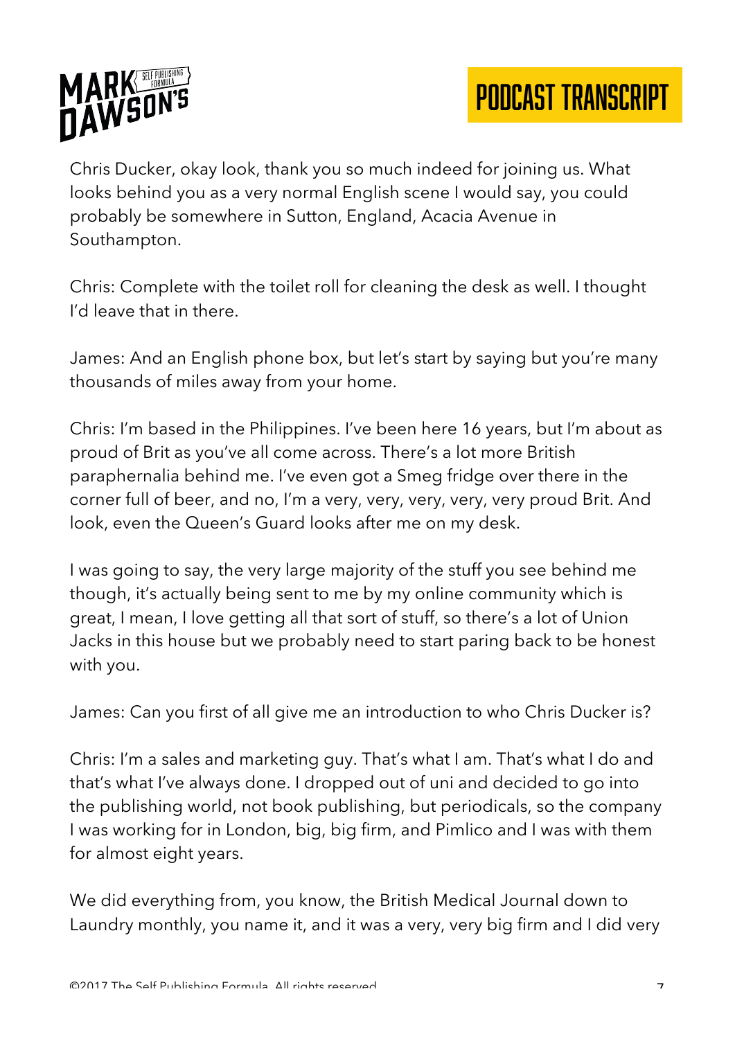Chris Ducker, okay look, thank you so much indeed for joining us. What looks behind you as a very normal English scene I would say, you could probably be somewhere in Sutton, England, Acacia Avenue in Southampton.

Chris: Complete with the toilet roll for cleaning the desk as well. I thought I'd leave that in there.

James: And an English phone box, but let's start by saying but you're many thousands of miles away from your home.

Chris: I'm based in the Philippines. I've been here 16 years, but I'm about as proud of Brit as you've all come across. There's a lot more British paraphernalia behind me. I've even got a Smeg fridge over there in the corner full of beer, and no, I'm a very, very, very, very, very proud Brit. And look, even the Queen's Guard looks after me on my desk.

I was going to say, the very large majority of the stuff you see behind me though, it's actually being sent to me by my online community which is great, I mean, I love getting all that sort of stuff, so there's a lot of Union Jacks in this house but we probably need to start paring back to be honest with you.

James: Can you first of all give me an introduction to who Chris Ducker is?

Chris: I'm a sales and marketing guy. That's what I am. That's what I do and that's what I've always done. I dropped out of uni and decided to go into the publishing world, not book publishing, but periodicals, so the company I was working for in London, big, big firm, and Pimlico and I was with them for almost eight years.

We did everything from, you know, the British Medical Journal down to Laundry monthly, you name it, and it was a very, very big firm and I did very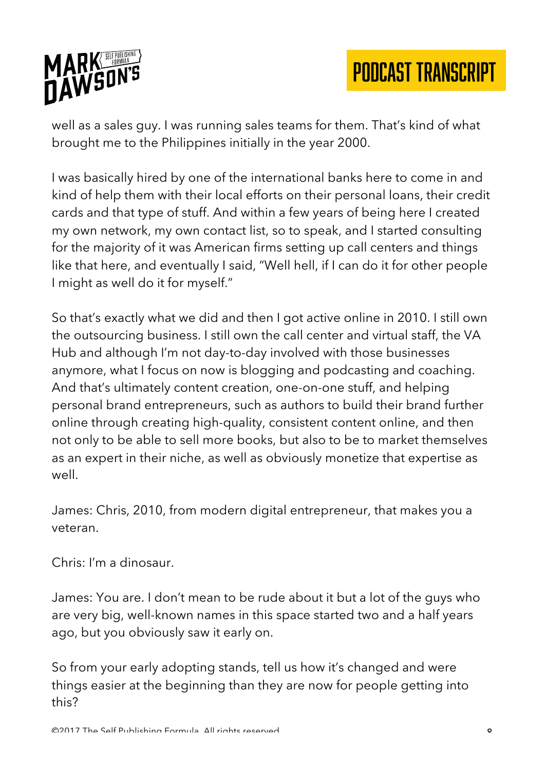well as a sales guy. I was running sales teams for them. That's kind of what brought me to the Philippines initially in the year 2000.

I was basically hired by one of the international banks here to come in and kind of help them with their local efforts on their personal loans, their credit cards and that type of stuff. And within a few years of being here I created my own network, my own contact list, so to speak, and I started consulting for the majority of it was American firms setting up call centers and things like that here, and eventually I said, "Well hell, if I can do it for other people I might as well do it for myself."

So that's exactly what we did and then I got active online in 2010. I still own the outsourcing business. I still own the call center and virtual staff, the VA Hub and although I'm not day-to-day involved with those businesses anymore, what I focus on now is blogging and podcasting and coaching. And that's ultimately content creation, one-on-one stuff, and helping personal brand entrepreneurs, such as authors to build their brand further online through creating high-quality, consistent content online, and then not only to be able to sell more books, but also to be to market themselves as an expert in their niche, as well as obviously monetize that expertise as well.

James: Chris, 2010, from modern digital entrepreneur, that makes you a veteran.

Chris: I'm a dinosaur.

James: You are. I don't mean to be rude about it but a lot of the guys who are very big, well-known names in this space started two and a half years ago, but you obviously saw it early on.

So from your early adopting stands, tell us how it's changed and were things easier at the beginning than they are now for people getting into this?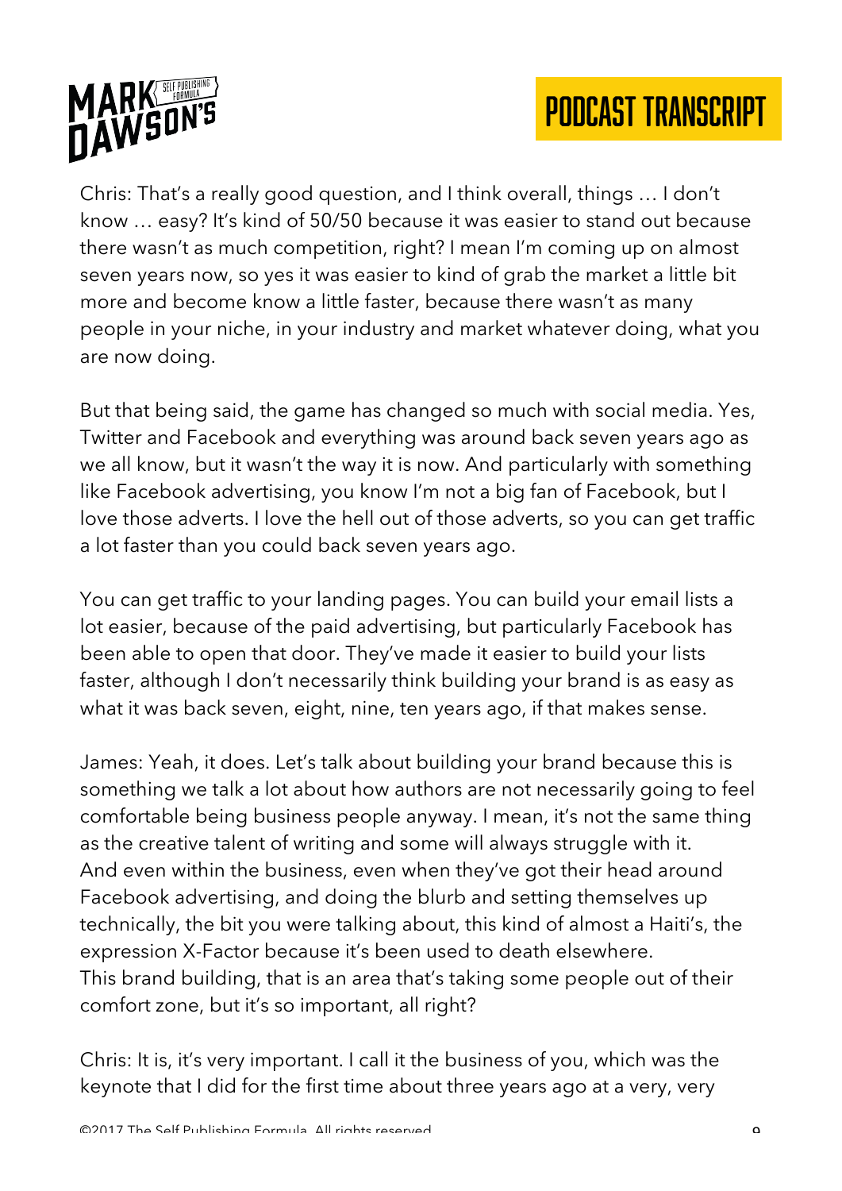Chris: That's a really good question, and I think overall, things … I don't know … easy? It's kind of 50/50 because it was easier to stand out because there wasn't as much competition, right? I mean I'm coming up on almost seven years now, so yes it was easier to kind of grab the market a little bit more and become know a little faster, because there wasn't as many people in your niche, in your industry and market whatever doing, what you are now doing.

But that being said, the game has changed so much with social media. Yes, Twitter and Facebook and everything was around back seven years ago as we all know, but it wasn't the way it is now. And particularly with something like Facebook advertising, you know I'm not a big fan of Facebook, but I love those adverts. I love the hell out of those adverts, so you can get traffic a lot faster than you could back seven years ago.

You can get traffic to your landing pages. You can build your email lists a lot easier, because of the paid advertising, but particularly Facebook has been able to open that door. They've made it easier to build your lists faster, although I don't necessarily think building your brand is as easy as what it was back seven, eight, nine, ten years ago, if that makes sense.

James: Yeah, it does. Let's talk about building your brand because this is something we talk a lot about how authors are not necessarily going to feel comfortable being business people anyway. I mean, it's not the same thing as the creative talent of writing and some will always struggle with it. And even within the business, even when they've got their head around Facebook advertising, and doing the blurb and setting themselves up technically, the bit you were talking about, this kind of almost a Haiti's, the expression X-Factor because it's been used to death elsewhere. This brand building, that is an area that's taking some people out of their comfort zone, but it's so important, all right?

Chris: It is, it's very important. I call it the business of you, which was the keynote that I did for the first time about three years ago at a very, very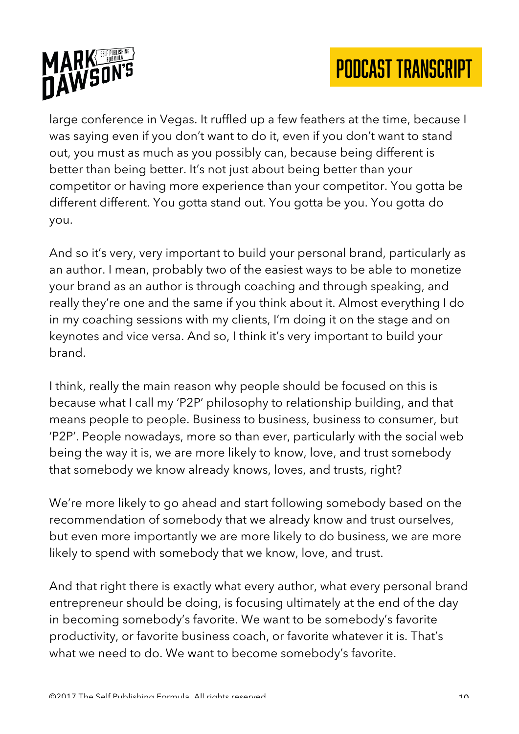large conference in Vegas. It ruffled up a few feathers at the time, because I was saying even if you don't want to do it, even if you don't want to stand out, you must as much as you possibly can, because being different is better than being better. It's not just about being better than your competitor or having more experience than your competitor. You gotta be different different. You gotta stand out. You gotta be you. You gotta do you.

And so it's very, very important to build your personal brand, particularly as an author. I mean, probably two of the easiest ways to be able to monetize your brand as an author is through coaching and through speaking, and really they're one and the same if you think about it. Almost everything I do in my coaching sessions with my clients, I'm doing it on the stage and on keynotes and vice versa. And so, I think it's very important to build your brand.

I think, really the main reason why people should be focused on this is because what I call my 'P2P' philosophy to relationship building, and that means people to people. Business to business, business to consumer, but 'P2P'. People nowadays, more so than ever, particularly with the social web being the way it is, we are more likely to know, love, and trust somebody that somebody we know already knows, loves, and trusts, right?

We're more likely to go ahead and start following somebody based on the recommendation of somebody that we already know and trust ourselves, but even more importantly we are more likely to do business, we are more likely to spend with somebody that we know, love, and trust.

And that right there is exactly what every author, what every personal brand entrepreneur should be doing, is focusing ultimately at the end of the day in becoming somebody's favorite. We want to be somebody's favorite productivity, or favorite business coach, or favorite whatever it is. That's what we need to do. We want to become somebody's favorite.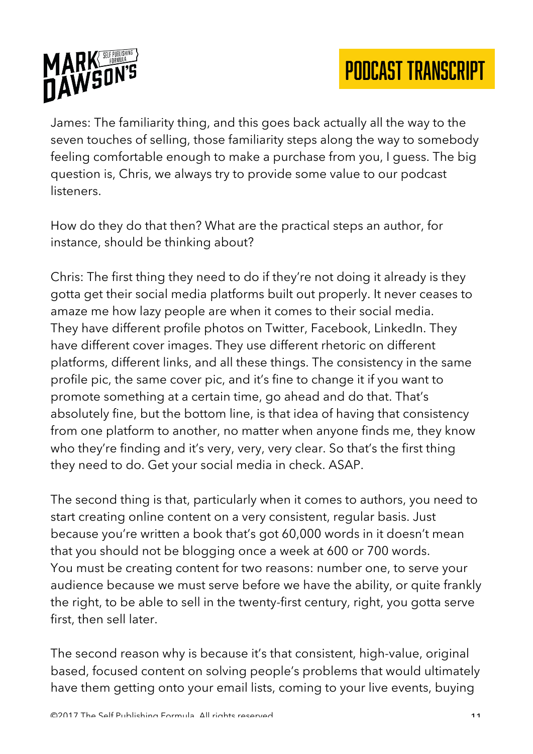James: The familiarity thing, and this goes back actually all the way to the seven touches of selling, those familiarity steps along the way to somebody feeling comfortable enough to make a purchase from you, I guess. The big question is, Chris, we always try to provide some value to our podcast listeners.

How do they do that then? What are the practical steps an author, for instance, should be thinking about?

Chris: The first thing they need to do if they're not doing it already is they gotta get their social media platforms built out properly. It never ceases to amaze me how lazy people are when it comes to their social media. They have different profile photos on Twitter, Facebook, LinkedIn. They have different cover images. They use different rhetoric on different platforms, different links, and all these things. The consistency in the same profile pic, the same cover pic, and it's fine to change it if you want to promote something at a certain time, go ahead and do that. That's absolutely fine, but the bottom line, is that idea of having that consistency from one platform to another, no matter when anyone finds me, they know who they're finding and it's very, very, very clear. So that's the first thing they need to do. Get your social media in check. ASAP.

The second thing is that, particularly when it comes to authors, you need to start creating online content on a very consistent, regular basis. Just because you're written a book that's got 60,000 words in it doesn't mean that you should not be blogging once a week at 600 or 700 words. You must be creating content for two reasons: number one, to serve your audience because we must serve before we have the ability, or quite frankly the right, to be able to sell in the twenty-first century, right, you gotta serve first, then sell later.

The second reason why is because it's that consistent, high-value, original based, focused content on solving people's problems that would ultimately have them getting onto your email lists, coming to your live events, buying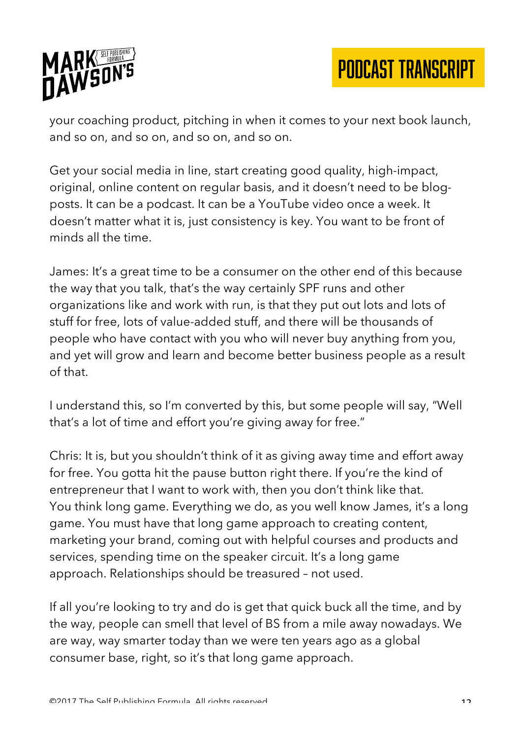your coaching product, pitching in when it comes to your next book launch, and so on, and so on, and so on, and so on.

Get your social media in line, start creating good quality, high-impact, original, online content on regular basis, and it doesn't need to be blog-posts. It can be a podcast. It can be a YouTube video once a week. It doesn't matter what it is, just consistency is key. You want to be front of minds all the time.

James: It's a great time to be a consumer on the other end of this because the way that you talk, that's the way certainly SPF runs and other organizations like and work with run, is that they put out lots and lots of stuff for free, lots of value-added stuff, and there will be thousands of people who have contact with you who will never buy anything from you, and yet will grow and learn and become better business people as a result of that.

I understand this, so I'm converted by this, but some people will say, "Well that's a lot of time and effort you're giving away for free."

Chris: It is, but you shouldn't think of it as giving away time and effort away for free. You gotta hit the pause button right there. If you're the kind of entrepreneur that I want to work with, then you don't think like that. You think long game. Everything we do, as you well know James, it's a long game. You must have that long game approach to creating content, marketing your brand, coming out with helpful courses and products and services, spending time on the speaker circuit. It's a long game approach. Relationships should be treasured – not used.

If all you're looking to try and do is get that quick buck all the time, and by the way, people can smell that level of BS from a mile away nowadays. We are way, way smarter today than we were ten years ago as a global consumer base, right, so it's that long game approach.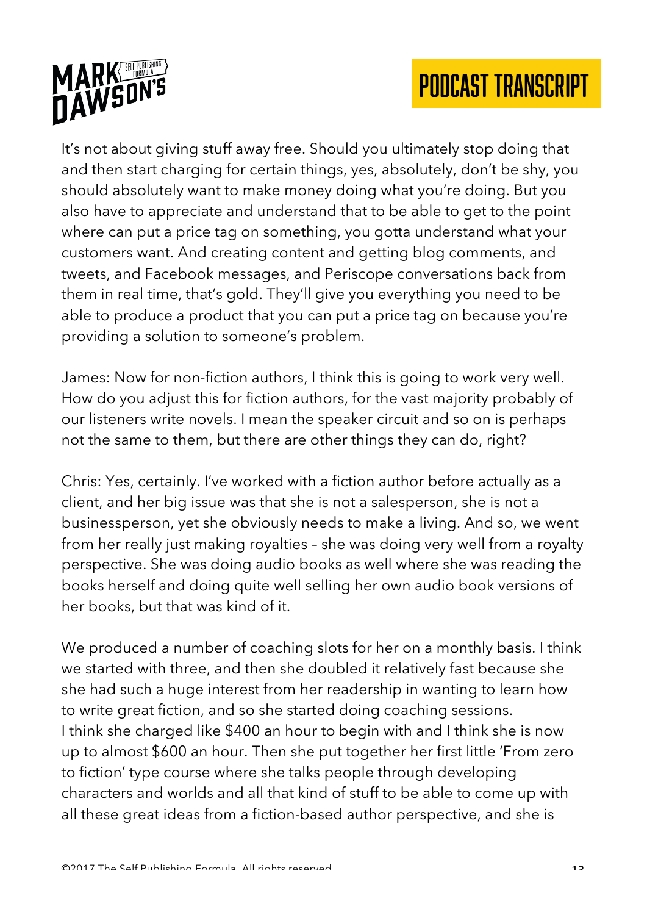It's not about giving stuff away free. Should you ultimately stop doing that and then start charging for certain things, yes, absolutely, don't be shy, you should absolutely want to make money doing what you're doing. But you also have to appreciate and understand that to be able to get to the point where can put a price tag on something, you gotta understand what your customers want. And creating content and getting blog comments, and tweets, and Facebook messages, and Periscope conversations back from them in real time, that's gold. They'll give you everything you need to be able to produce a product that you can put a price tag on because you're providing a solution to someone's problem.

James: Now for non-fiction authors, I think this is going to work very well. How do you adjust this for fiction authors, for the vast majority probably of our listeners write novels. I mean the speaker circuit and so on is perhaps not the same to them, but there are other things they can do, right?

Chris: Yes, certainly. I've worked with a fiction author before actually as a client, and her big issue was that she is not a salesperson, she is not a businessperson, yet she obviously needs to make a living. And so, we went from her really just making royalties – she was doing very well from a royalty perspective. She was doing audio books as well where she was reading the books herself and doing quite well selling her own audio book versions of her books, but that was kind of it.

We produced a number of coaching slots for her on a monthly basis. I think we started with three, and then she doubled it relatively fast because she she had such a huge interest from her readership in wanting to learn how to write great fiction, and so she started doing coaching sessions.
I think she charged like $400 an hour to begin with and I think she is now up to almost $600 an hour. Then she put together her first little 'From zero to fiction' type course where she talks people through developing characters and worlds and all that kind of stuff to be able to come up with all these great ideas from a fiction-based author perspective, and she is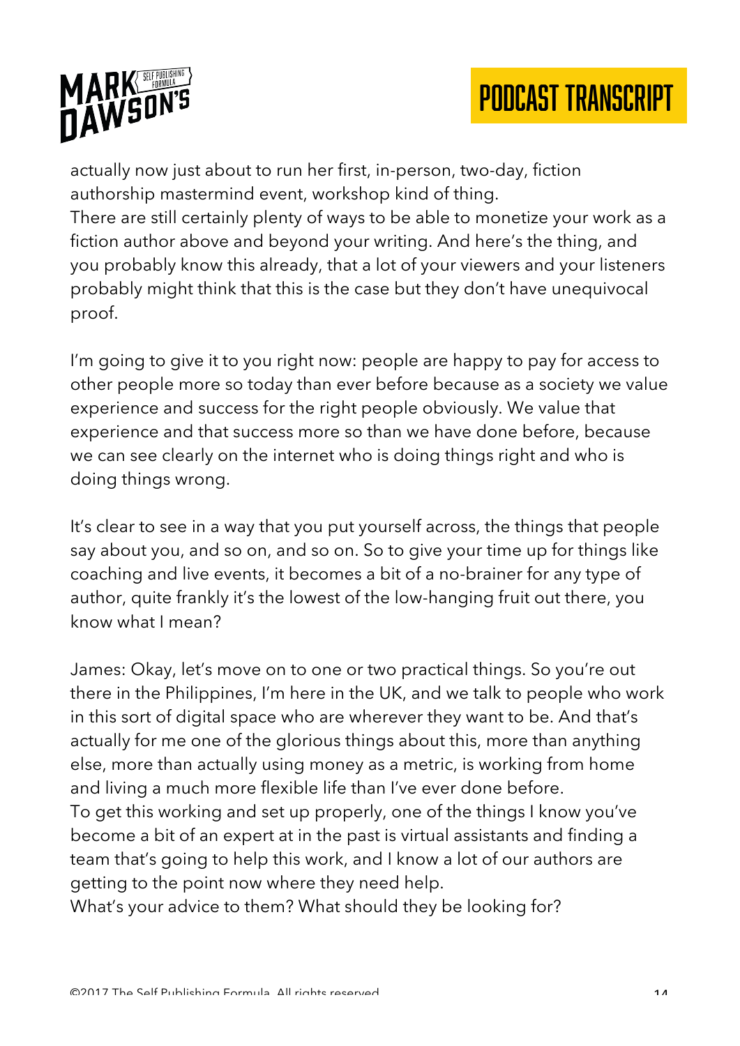actually now just about to run her first, in-person, two-day, fiction authorship mastermind event, workshop kind of thing.
There are still certainly plenty of ways to be able to monetize your work as a fiction author above and beyond your writing. And here's the thing, and you probably know this already, that a lot of your viewers and your listeners probably might think that this is the case but they don't have unequivocal proof.

I'm going to give it to you right now: people are happy to pay for access to other people more so today than ever before because as a society we value experience and success for the right people obviously. We value that experience and that success more so than we have done before, because we can see clearly on the internet who is doing things right and who is doing things wrong.

It's clear to see in a way that you put yourself across, the things that people say about you, and so on, and so on. So to give your time up for things like coaching and live events, it becomes a bit of a no-brainer for any type of author, quite frankly it's the lowest of the low-hanging fruit out there, you know what I mean?

James: Okay, let's move on to one or two practical things. So you're out there in the Philippines, I'm here in the UK, and we talk to people who work in this sort of digital space who are wherever they want to be. And that's actually for me one of the glorious things about this, more than anything else, more than actually using money as a metric, is working from home and living a much more flexible life than I've ever done before.
To get this working and set up properly, one of the things I know you've become a bit of an expert at in the past is virtual assistants and finding a team that's going to help this work, and I know a lot of our authors are getting to the point now where they need help.
What's your advice to them? What should they be looking for?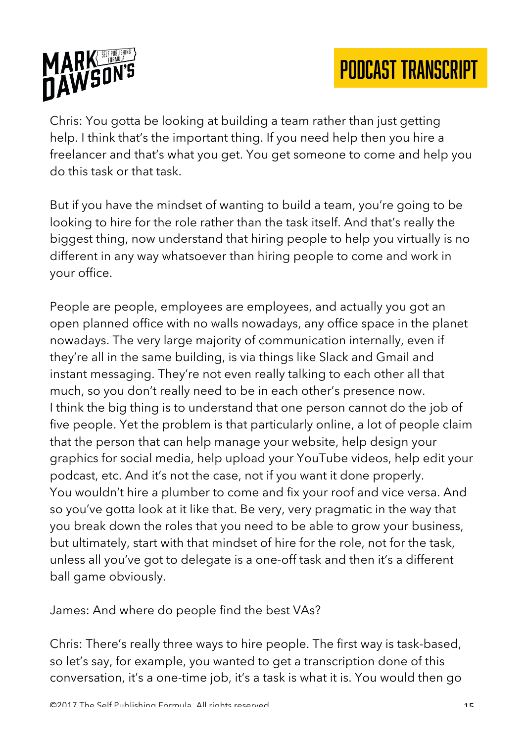Chris: You gotta be looking at building a team rather than just getting help. I think that's the important thing. If you need help then you hire a freelancer and that's what you get. You get someone to come and help you do this task or that task.

But if you have the mindset of wanting to build a team, you're going to be looking to hire for the role rather than the task itself. And that's really the biggest thing, now understand that hiring people to help you virtually is no different in any way whatsoever than hiring people to come and work in your office.

People are people, employees are employees, and actually you got an open planned office with no walls nowadays, any office space in the planet nowadays. The very large majority of communication internally, even if they're all in the same building, is via things like Slack and Gmail and instant messaging. They're not even really talking to each other all that much, so you don't really need to be in each other's presence now.
I think the big thing is to understand that one person cannot do the job of five people. Yet the problem is that particularly online, a lot of people claim that the person that can help manage your website, help design your graphics for social media, help upload your YouTube videos, help edit your podcast, etc. And it's not the case, not if you want it done properly.
You wouldn't hire a plumber to come and fix your roof and vice versa. And so you've gotta look at it like that. Be very, very pragmatic in the way that you break down the roles that you need to be able to grow your business, but ultimately, start with that mindset of hire for the role, not for the task, unless all you've got to delegate is a one-off task and then it's a different ball game obviously.

James: And where do people find the best VAs?

Chris: There's really three ways to hire people. The first way is task-based, so let's say, for example, you wanted to get a transcription done of this conversation, it's a one-time job, it's a task is what it is. You would then go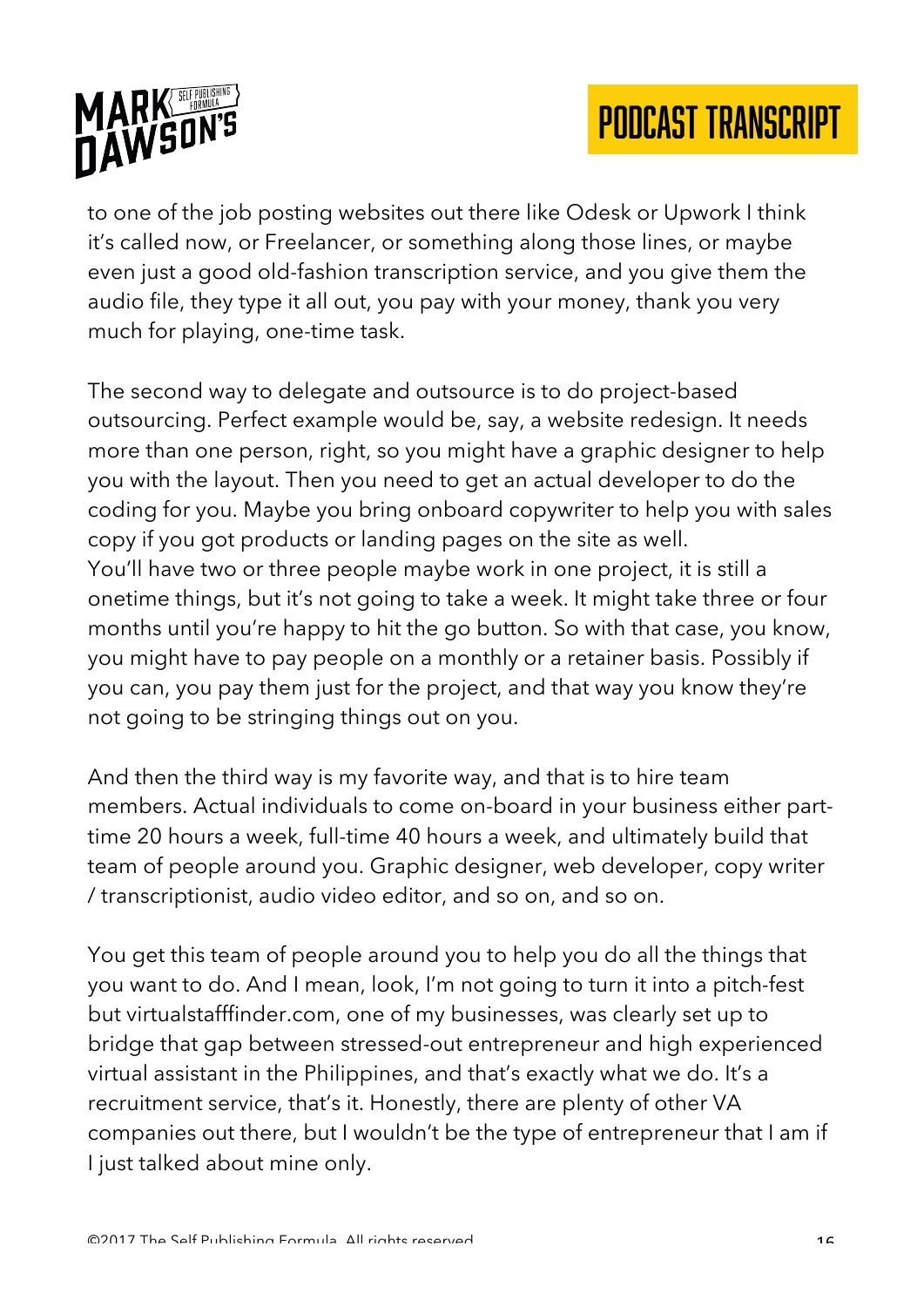to one of the job posting websites out there like Odesk or Upwork I think it's called now, or Freelancer, or something along those lines, or maybe even just a good old-fashion transcription service, and you give them the audio file, they type it all out, you pay with your money, thank you very much for playing, one-time task.

The second way to delegate and outsource is to do project-based outsourcing. Perfect example would be, say, a website redesign. It needs more than one person, right, so you might have a graphic designer to help you with the layout. Then you need to get an actual developer to do the coding for you. Maybe you bring onboard copywriter to help you with sales copy if you got products or landing pages on the site as well.
You'll have two or three people maybe work in one project, it is still a onetime things, but it's not going to take a week. It might take three or four months until you're happy to hit the go button. So with that case, you know, you might have to pay people on a monthly or a retainer basis. Possibly if you can, you pay them just for the project, and that way you know they're not going to be stringing things out on you.

And then the third way is my favorite way, and that is to hire team members. Actual individuals to come on-board in your business either part-time 20 hours a week, full-time 40 hours a week, and ultimately build that team of people around you. Graphic designer, web developer, copy writer / transcriptionist, audio video editor, and so on, and so on.

You get this team of people around you to help you do all the things that you want to do. And I mean, look, I'm not going to turn it into a pitch-fest but virtualstafffinder.com, one of my businesses, was clearly set up to bridge that gap between stressed-out entrepreneur and high experienced virtual assistant in the Philippines, and that's exactly what we do. It's a recruitment service, that's it. Honestly, there are plenty of other VA companies out there, but I wouldn't be the type of entrepreneur that I am if I just talked about mine only.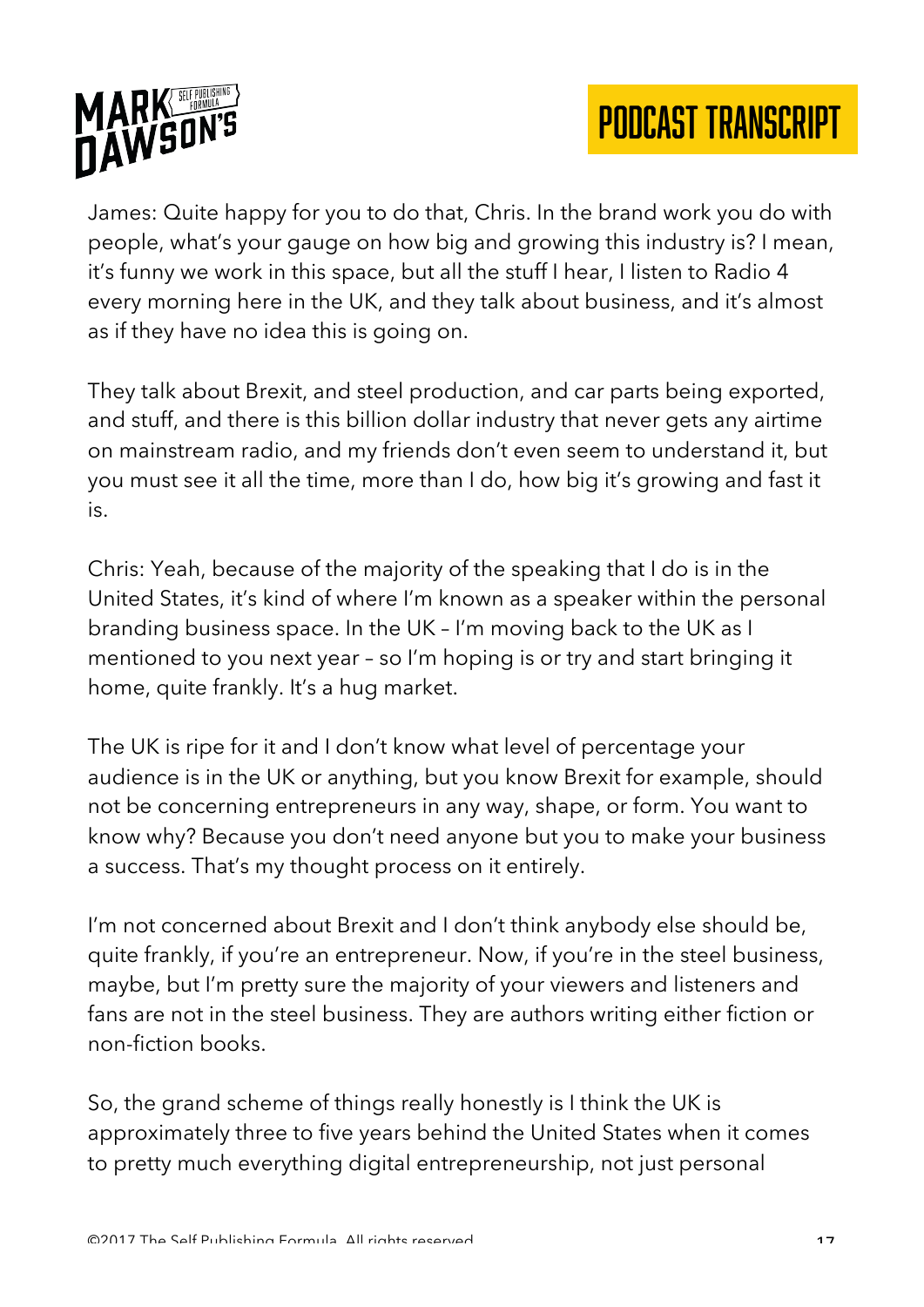James: Quite happy for you to do that, Chris. In the brand work you do with people, what's your gauge on how big and growing this industry is? I mean, it's funny we work in this space, but all the stuff I hear, I listen to Radio 4 every morning here in the UK, and they talk about business, and it's almost as if they have no idea this is going on.

They talk about Brexit, and steel production, and car parts being exported, and stuff, and there is this billion dollar industry that never gets any airtime on mainstream radio, and my friends don't even seem to understand it, but you must see it all the time, more than I do, how big it's growing and fast it is.

Chris: Yeah, because of the majority of the speaking that I do is in the United States, it's kind of where I'm known as a speaker within the personal branding business space. In the UK – I'm moving back to the UK as I mentioned to you next year – so I'm hoping is or try and start bringing it home, quite frankly. It's a hug market.

The UK is ripe for it and I don't know what level of percentage your audience is in the UK or anything, but you know Brexit for example, should not be concerning entrepreneurs in any way, shape, or form. You want to know why? Because you don't need anyone but you to make your business a success. That's my thought process on it entirely.

I'm not concerned about Brexit and I don't think anybody else should be, quite frankly, if you're an entrepreneur. Now, if you're in the steel business, maybe, but I'm pretty sure the majority of your viewers and listeners and fans are not in the steel business. They are authors writing either fiction or non-fiction books.

So, the grand scheme of things really honestly is I think the UK is approximately three to five years behind the United States when it comes to pretty much everything digital entrepreneurship, not just personal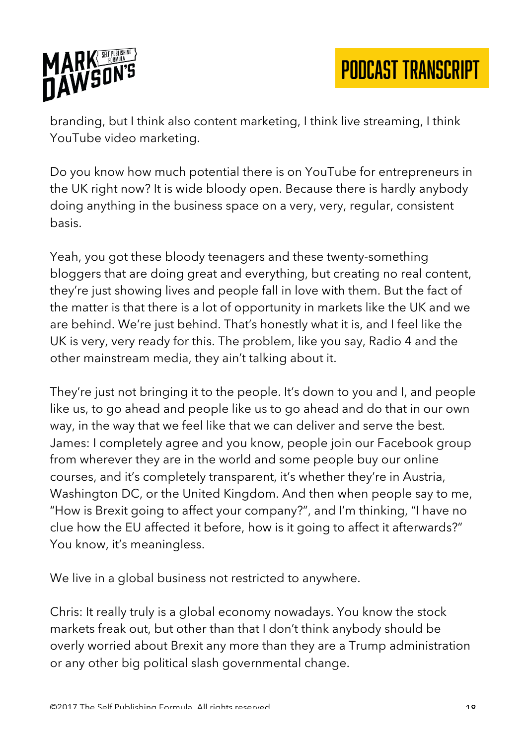branding, but I think also content marketing, I think live streaming, I think YouTube video marketing.

Do you know how much potential there is on YouTube for entrepreneurs in the UK right now? It is wide bloody open. Because there is hardly anybody doing anything in the business space on a very, very, regular, consistent basis.

Yeah, you got these bloody teenagers and these twenty-something bloggers that are doing great and everything, but creating no real content, they're just showing lives and people fall in love with them. But the fact of the matter is that there is a lot of opportunity in markets like the UK and we are behind. We're just behind. That's honestly what it is, and I feel like the UK is very, very ready for this. The problem, like you say, Radio 4 and the other mainstream media, they ain't talking about it.

They're just not bringing it to the people. It's down to you and I, and people like us, to go ahead and people like us to go ahead and do that in our own way, in the way that we feel like that we can deliver and serve the best.

James: I completely agree and you know, people join our Facebook group from wherever they are in the world and some people buy our online courses, and it's completely transparent, it's whether they're in Austria, Washington DC, or the United Kingdom. And then when people say to me, "How is Brexit going to affect your company?", and I'm thinking, "I have no clue how the EU affected it before, how is it going to affect it afterwards?" You know, it's meaningless.

We live in a global business not restricted to anywhere.

Chris: It really truly is a global economy nowadays. You know the stock markets freak out, but other than that I don't think anybody should be overly worried about Brexit any more than they are a Trump administration or any other big political slash governmental change.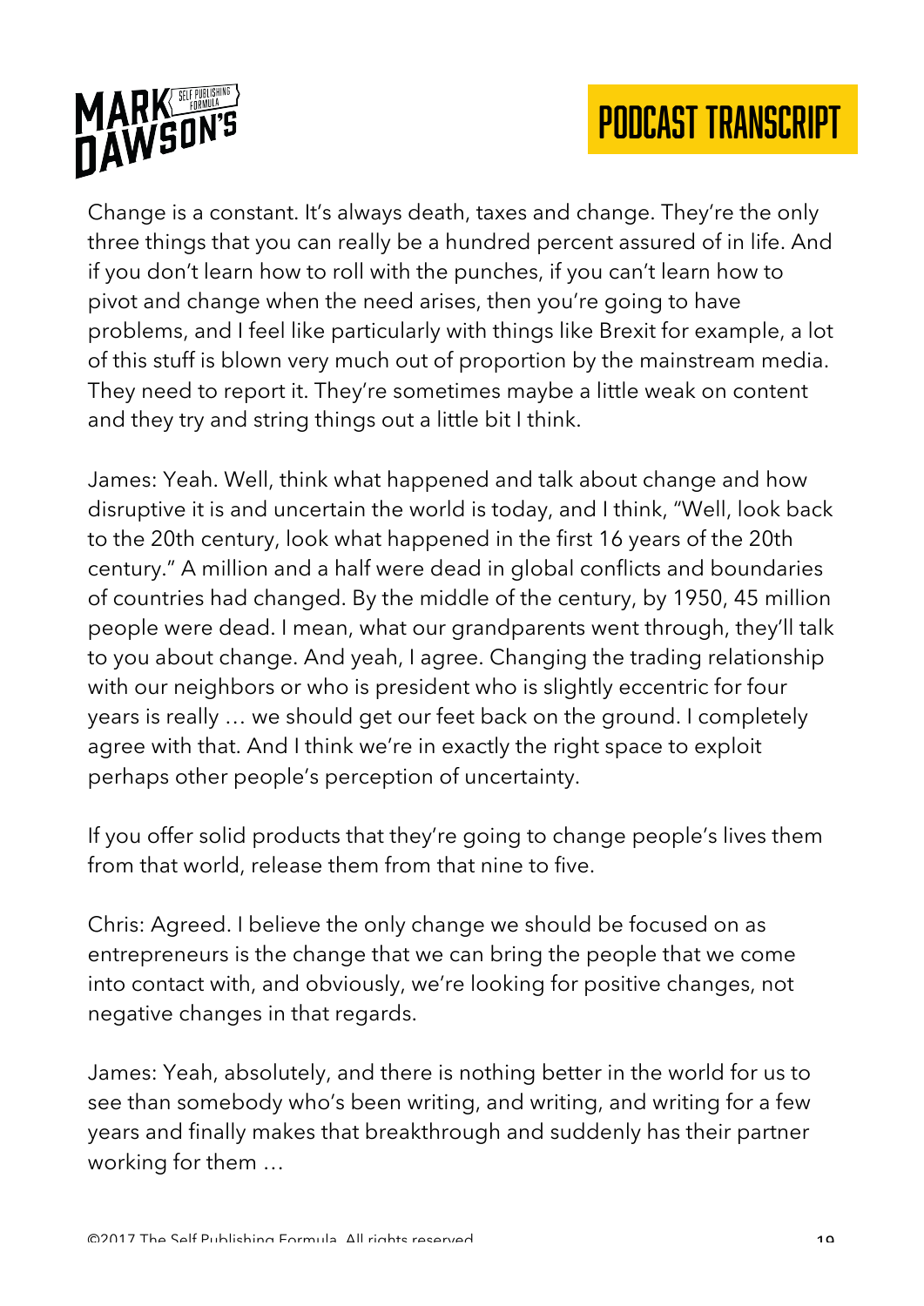Change is a constant. It's always death, taxes and change. They're the only three things that you can really be a hundred percent assured of in life. And if you don't learn how to roll with the punches, if you can't learn how to pivot and change when the need arises, then you're going to have problems, and I feel like particularly with things like Brexit for example, a lot of this stuff is blown very much out of proportion by the mainstream media. They need to report it. They're sometimes maybe a little weak on content and they try and string things out a little bit I think.

James: Yeah. Well, think what happened and talk about change and how disruptive it is and uncertain the world is today, and I think, "Well, look back to the 20th century, look what happened in the first 16 years of the 20th century." A million and a half were dead in global conflicts and boundaries of countries had changed. By the middle of the century, by 1950, 45 million people were dead. I mean, what our grandparents went through, they'll talk to you about change. And yeah, I agree. Changing the trading relationship with our neighbors or who is president who is slightly eccentric for four years is really … we should get our feet back on the ground. I completely agree with that. And I think we're in exactly the right space to exploit perhaps other people's perception of uncertainty.

If you offer solid products that they're going to change people's lives them from that world, release them from that nine to five.

Chris: Agreed. I believe the only change we should be focused on as entrepreneurs is the change that we can bring the people that we come into contact with, and obviously, we're looking for positive changes, not negative changes in that regards.

James: Yeah, absolutely, and there is nothing better in the world for us to see than somebody who's been writing, and writing, and writing for a few years and finally makes that breakthrough and suddenly has their partner working for them …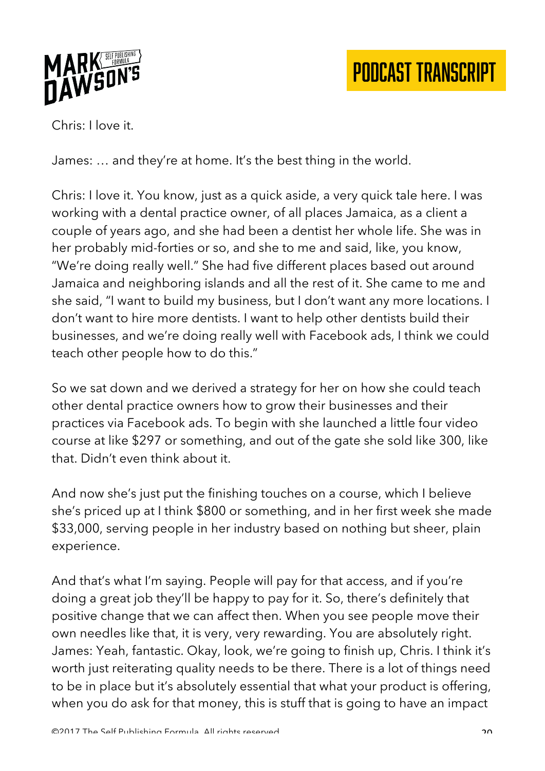Chris: I love it.

James: … and they're at home. It's the best thing in the world.

Chris: I love it. You know, just as a quick aside, a very quick tale here. I was working with a dental practice owner, of all places Jamaica, as a client a couple of years ago, and she had been a dentist her whole life. She was in her probably mid-forties or so, and she to me and said, like, you know, "We're doing really well." She had five different places based out around Jamaica and neighboring islands and all the rest of it. She came to me and she said, "I want to build my business, but I don't want any more locations. I don't want to hire more dentists. I want to help other dentists build their businesses, and we're doing really well with Facebook ads, I think we could teach other people how to do this."

So we sat down and we derived a strategy for her on how she could teach other dental practice owners how to grow their businesses and their practices via Facebook ads. To begin with she launched a little four video course at like $297 or something, and out of the gate she sold like 300, like that. Didn't even think about it.

And now she's just put the finishing touches on a course, which I believe she's priced up at I think $800 or something, and in her first week she made $33,000, serving people in her industry based on nothing but sheer, plain experience.

And that's what I'm saying. People will pay for that access, and if you're doing a great job they'll be happy to pay for it. So, there's definitely that positive change that we can affect then. When you see people move their own needles like that, it is very, very rewarding. You are absolutely right.

James: Yeah, fantastic. Okay, look, we're going to finish up, Chris. I think it's worth just reiterating quality needs to be there. There is a lot of things need to be in place but it's absolutely essential that what your product is offering, when you do ask for that money, this is stuff that is going to have an impact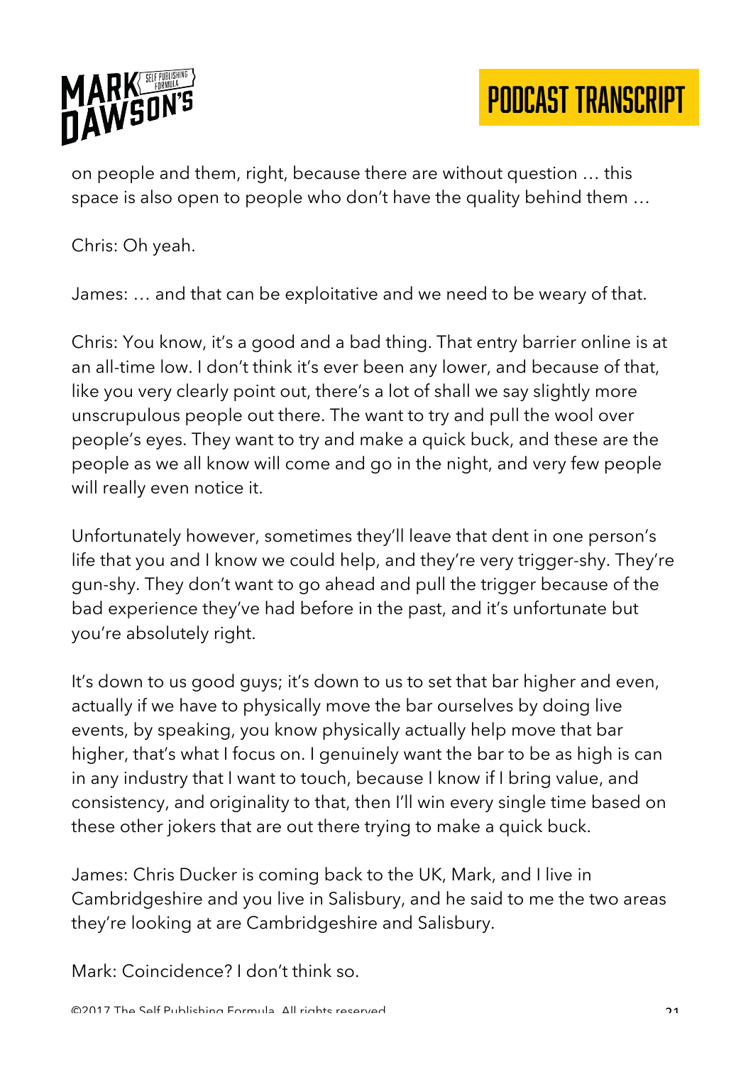on people and them, right, because there are without question … this space is also open to people who don't have the quality behind them …

Chris: Oh yeah.

James: … and that can be exploitative and we need to be weary of that.

Chris: You know, it's a good and a bad thing. That entry barrier online is at an all-time low. I don't think it's ever been any lower, and because of that, like you very clearly point out, there's a lot of shall we say slightly more unscrupulous people out there. The want to try and pull the wool over people's eyes. They want to try and make a quick buck, and these are the people as we all know will come and go in the night, and very few people will really even notice it.

Unfortunately however, sometimes they'll leave that dent in one person's life that you and I know we could help, and they're very trigger-shy. They're gun-shy. They don't want to go ahead and pull the trigger because of the bad experience they've had before in the past, and it's unfortunate but you're absolutely right.

It's down to us good guys; it's down to us to set that bar higher and even, actually if we have to physically move the bar ourselves by doing live events, by speaking, you know physically actually help move that bar higher, that's what I focus on. I genuinely want the bar to be as high is can in any industry that I want to touch, because I know if I bring value, and consistency, and originality to that, then I'll win every single time based on these other jokers that are out there trying to make a quick buck.

James: Chris Ducker is coming back to the UK, Mark, and I live in Cambridgeshire and you live in Salisbury, and he said to me the two areas they're looking at are Cambridgeshire and Salisbury.

Mark: Coincidence? I don't think so.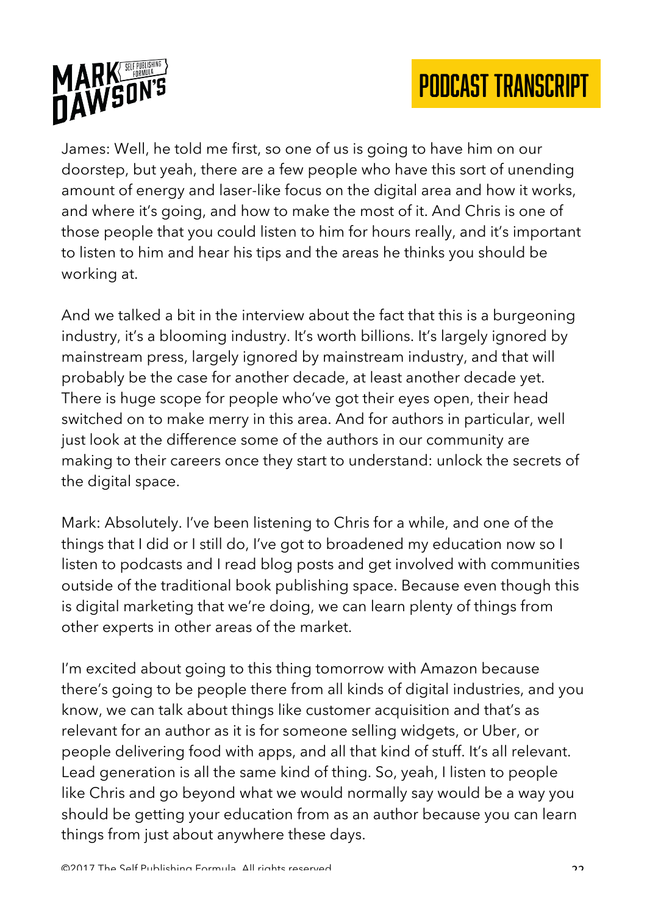James: Well, he told me first, so one of us is going to have him on our doorstep, but yeah, there are a few people who have this sort of unending amount of energy and laser-like focus on the digital area and how it works, and where it's going, and how to make the most of it. And Chris is one of those people that you could listen to him for hours really, and it's important to listen to him and hear his tips and the areas he thinks you should be working at.

And we talked a bit in the interview about the fact that this is a burgeoning industry, it's a blooming industry. It's worth billions. It's largely ignored by mainstream press, largely ignored by mainstream industry, and that will probably be the case for another decade, at least another decade yet. There is huge scope for people who've got their eyes open, their head switched on to make merry in this area. And for authors in particular, well just look at the difference some of the authors in our community are making to their careers once they start to understand: unlock the secrets of the digital space.

Mark: Absolutely. I've been listening to Chris for a while, and one of the things that I did or I still do, I've got to broadened my education now so I listen to podcasts and I read blog posts and get involved with communities outside of the traditional book publishing space. Because even though this is digital marketing that we're doing, we can learn plenty of things from other experts in other areas of the market.

I'm excited about going to this thing tomorrow with Amazon because there's going to be people there from all kinds of digital industries, and you know, we can talk about things like customer acquisition and that's as relevant for an author as it is for someone selling widgets, or Uber, or people delivering food with apps, and all that kind of stuff. It's all relevant. Lead generation is all the same kind of thing. So, yeah, I listen to people like Chris and go beyond what we would normally say would be a way you should be getting your education from as an author because you can learn things from just about anywhere these days.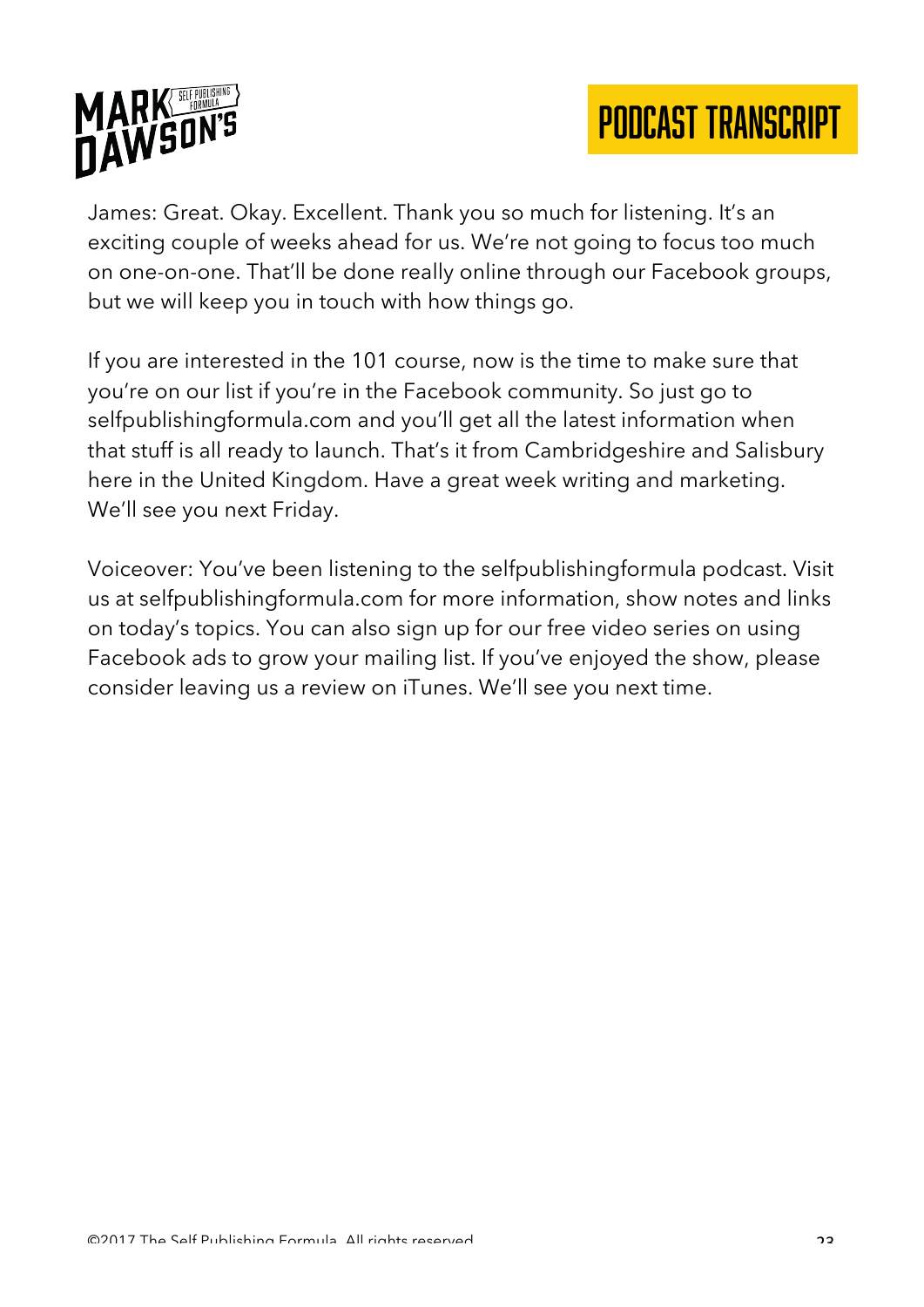James: Great. Okay. Excellent. Thank you so much for listening. It's an exciting couple of weeks ahead for us. We're not going to focus too much on one-on-one. That'll be done really online through our Facebook groups, but we will keep you in touch with how things go.

If you are interested in the 101 course, now is the time to make sure that you're on our list if you're in the Facebook community. So just go to selfpublishingformula.com and you'll get all the latest information when that stuff is all ready to launch. That's it from Cambridgeshire and Salisbury here in the United Kingdom. Have a great week writing and marketing. We'll see you next Friday.

Voiceover: You've been listening to the selfpublishingformula podcast. Visit us at selfpublishingformula.com for more information, show notes and links on today's topics. You can also sign up for our free video series on using Facebook ads to grow your mailing list. If you've enjoyed the show, please consider leaving us a review on iTunes. We'll see you next time.